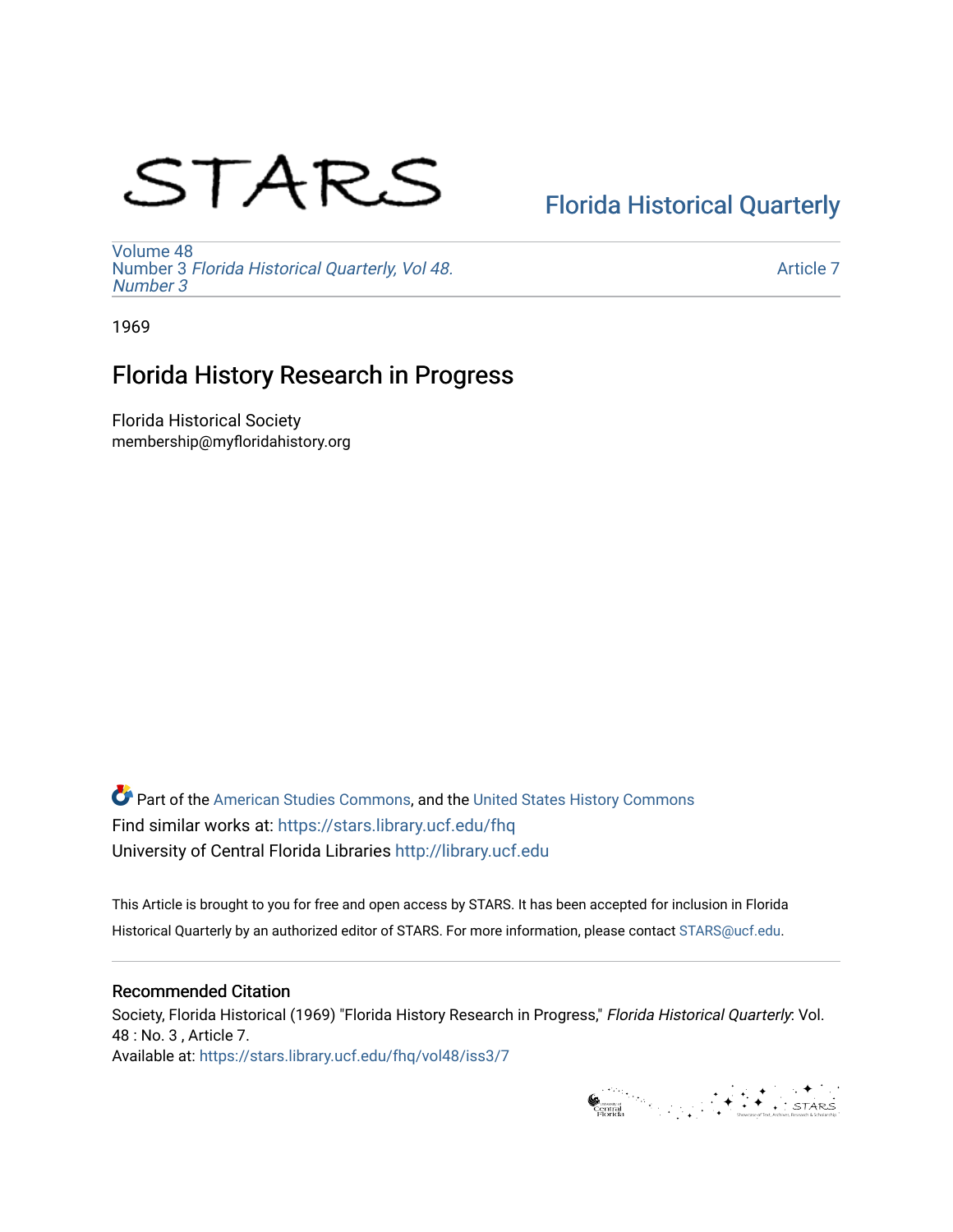STARS

Florida Historical Quarterly

Volume 48
Number 3 *Florida Historical Quarterly, Vol 48. Number 3*

Article 7

1969

# Florida History Research in Progress

Florida Historical Society
membership@myfloridahistory.org

Part of the American Studies Commons, and the United States History Commons
Find similar works at: https://stars.library.ucf.edu/fhq
University of Central Florida Libraries http://library.ucf.edu

This Article is brought to you for free and open access by STARS. It has been accepted for inclusion in Florida Historical Quarterly by an authorized editor of STARS. For more information, please contact STARS@ucf.edu.

## Recommended Citation

Society, Florida Historical (1969) "Florida History Research in Progress," *Florida Historical Quarterly*: Vol. 48 : No. 3 , Article 7.
Available at: https://stars.library.ucf.edu/fhq/vol48/iss3/7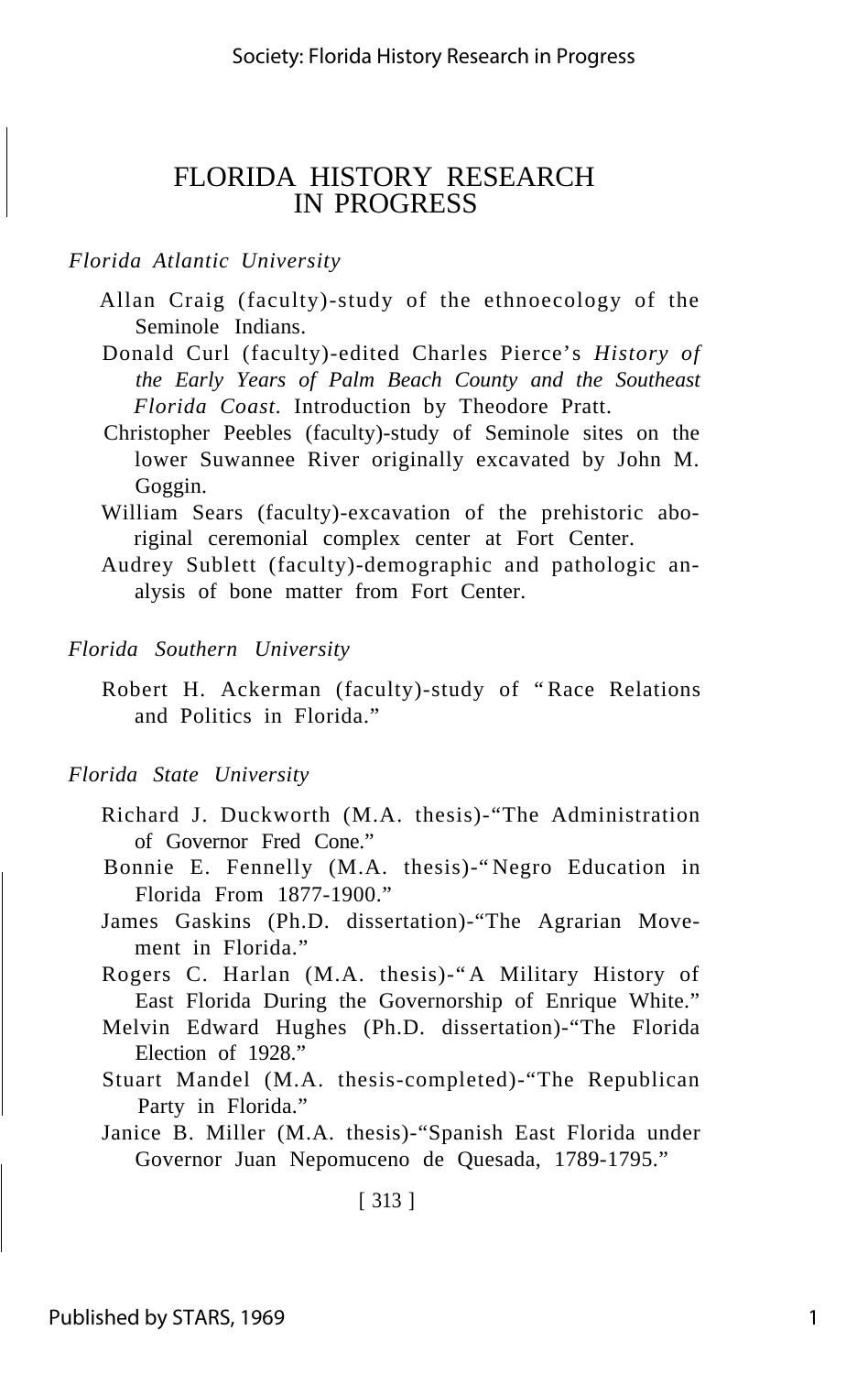# FLORIDA HISTORY RESEARCH IN PROGRESS

*Florida Atlantic University*

Allan Craig (faculty)-study of the ethnoecology of the Seminole Indians.

Donald Curl (faculty)-edited Charles Pierce's *History of the Early Years of Palm Beach County and the Southeast Florida Coast.* Introduction by Theodore Pratt.

Christopher Peebles (faculty)-study of Seminole sites on the lower Suwannee River originally excavated by John M. Goggin.

William Sears (faculty)-excavation of the prehistoric aboriginal ceremonial complex center at Fort Center.

Audrey Sublett (faculty)-demographic and pathologic analysis of bone matter from Fort Center.

*Florida Southern University*

Robert H. Ackerman (faculty)-study of "Race Relations and Politics in Florida."

*Florida State University*

Richard J. Duckworth (M.A. thesis)-"The Administration of Governor Fred Cone."

Bonnie E. Fennelly (M.A. thesis)-"Negro Education in Florida From 1877-1900."

James Gaskins (Ph.D. dissertation)-"The Agrarian Movement in Florida."

Rogers C. Harlan (M.A. thesis)-"A Military History of East Florida During the Governorship of Enrique White."

Melvin Edward Hughes (Ph.D. dissertation)-"The Florida Election of 1928."

Stuart Mandel (M.A. thesis-completed)-"The Republican Party in Florida."

Janice B. Miller (M.A. thesis)-"Spanish East Florida under Governor Juan Nepomuceno de Quesada, 1789-1795."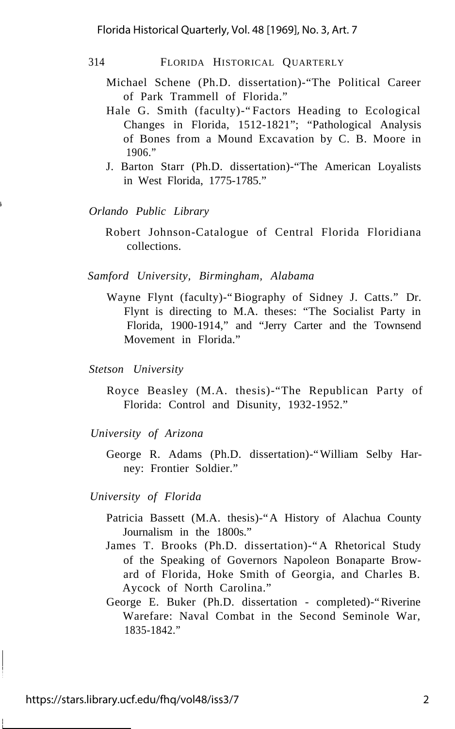Michael Schene (Ph.D. dissertation)-"The Political Career of Park Trammell of Florida."

Hale G. Smith (faculty)-"Factors Heading to Ecological Changes in Florida, 1512-1821"; "Pathological Analysis of Bones from a Mound Excavation by C. B. Moore in 1906."

J. Barton Starr (Ph.D. dissertation)-"The American Loyalists in West Florida, 1775-1785."

*Orlando Public Library*

Robert Johnson-Catalogue of Central Florida Floridiana collections.

*Samford University, Birmingham, Alabama*

Wayne Flynt (faculty)-"Biography of Sidney J. Catts." Dr. Flynt is directing to M.A. theses: "The Socialist Party in Florida, 1900-1914," and "Jerry Carter and the Townsend Movement in Florida."

*Stetson University*

Royce Beasley (M.A. thesis)-"The Republican Party of Florida: Control and Disunity, 1932-1952."

*University of Arizona*

George R. Adams (Ph.D. dissertation)-"William Selby Harney: Frontier Soldier."

*University of Florida*

Patricia Bassett (M.A. thesis)-"A History of Alachua County Journalism in the 1800s."

James T. Brooks (Ph.D. dissertation)-"A Rhetorical Study of the Speaking of Governors Napoleon Bonaparte Broward of Florida, Hoke Smith of Georgia, and Charles B. Aycock of North Carolina."

George E. Buker (Ph.D. dissertation - completed)-"Riverine Warefare: Naval Combat in the Second Seminole War, 1835-1842."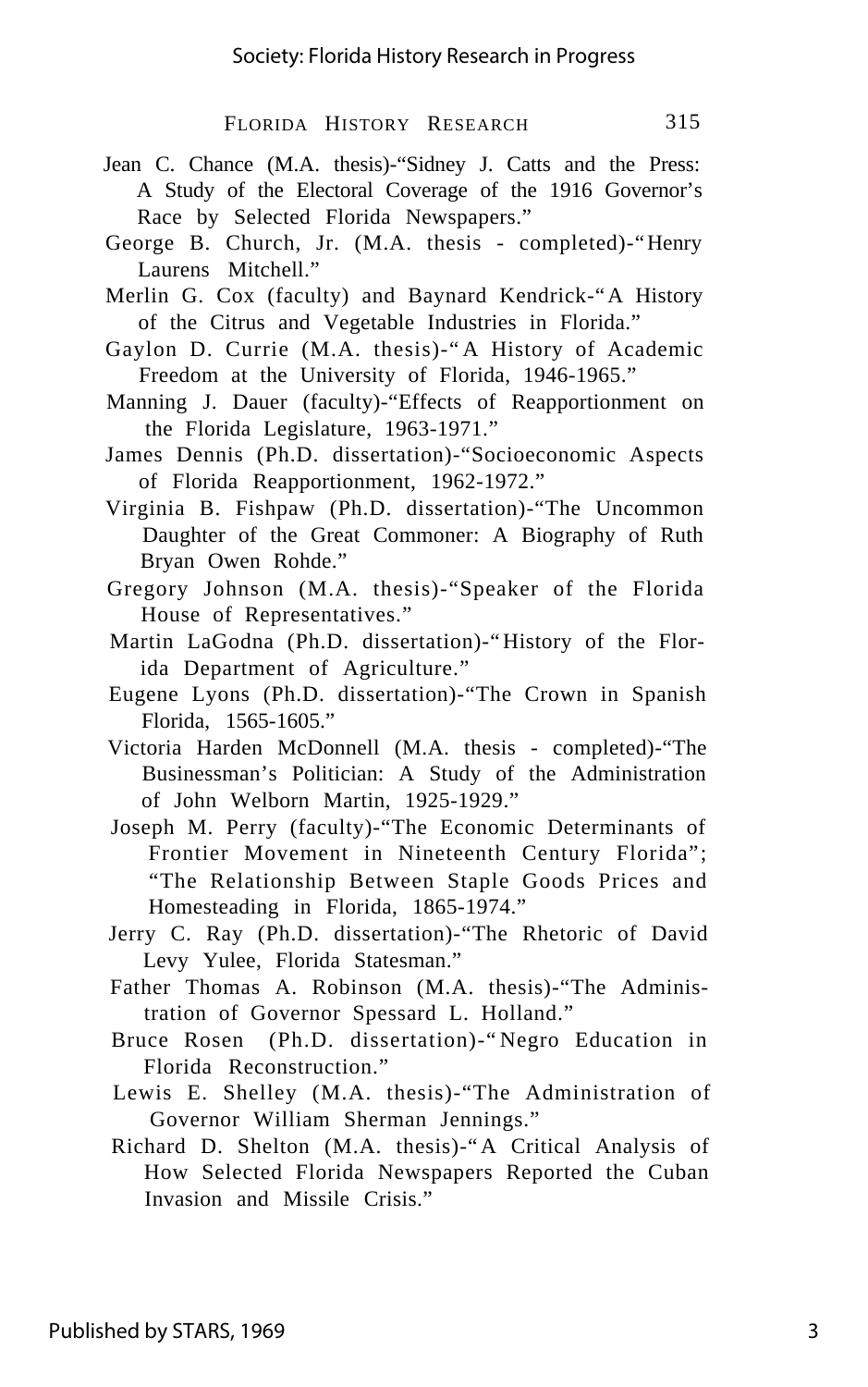Jean C. Chance (M.A. thesis)-"Sidney J. Catts and the Press: A Study of the Electoral Coverage of the 1916 Governor's Race by Selected Florida Newspapers."

George B. Church, Jr. (M.A. thesis - completed)-"Henry Laurens Mitchell."

Merlin G. Cox (faculty) and Baynard Kendrick-"A History of the Citrus and Vegetable Industries in Florida."

Gaylon D. Currie (M.A. thesis)-"A History of Academic Freedom at the University of Florida, 1946-1965."

Manning J. Dauer (faculty)-"Effects of Reapportionment on the Florida Legislature, 1963-1971."

James Dennis (Ph.D. dissertation)-"Socioeconomic Aspects of Florida Reapportionment, 1962-1972."

Virginia B. Fishpaw (Ph.D. dissertation)-"The Uncommon Daughter of the Great Commoner: A Biography of Ruth Bryan Owen Rohde."

Gregory Johnson (M.A. thesis)-"Speaker of the Florida House of Representatives."

Martin LaGodna (Ph.D. dissertation)-"History of the Florida Department of Agriculture."

Eugene Lyons (Ph.D. dissertation)-"The Crown in Spanish Florida, 1565-1605."

Victoria Harden McDonnell (M.A. thesis - completed)-"The Businessman's Politician: A Study of the Administration of John Welborn Martin, 1925-1929."

Joseph M. Perry (faculty)-"The Economic Determinants of Frontier Movement in Nineteenth Century Florida"; "The Relationship Between Staple Goods Prices and Homesteading in Florida, 1865-1974."

Jerry C. Ray (Ph.D. dissertation)-"The Rhetoric of David Levy Yulee, Florida Statesman."

Father Thomas A. Robinson (M.A. thesis)-"The Administration of Governor Spessard L. Holland."

Bruce Rosen (Ph.D. dissertation)-"Negro Education in Florida Reconstruction."

Lewis E. Shelley (M.A. thesis)-"The Administration of Governor William Sherman Jennings."

Richard D. Shelton (M.A. thesis)-"A Critical Analysis of How Selected Florida Newspapers Reported the Cuban Invasion and Missile Crisis."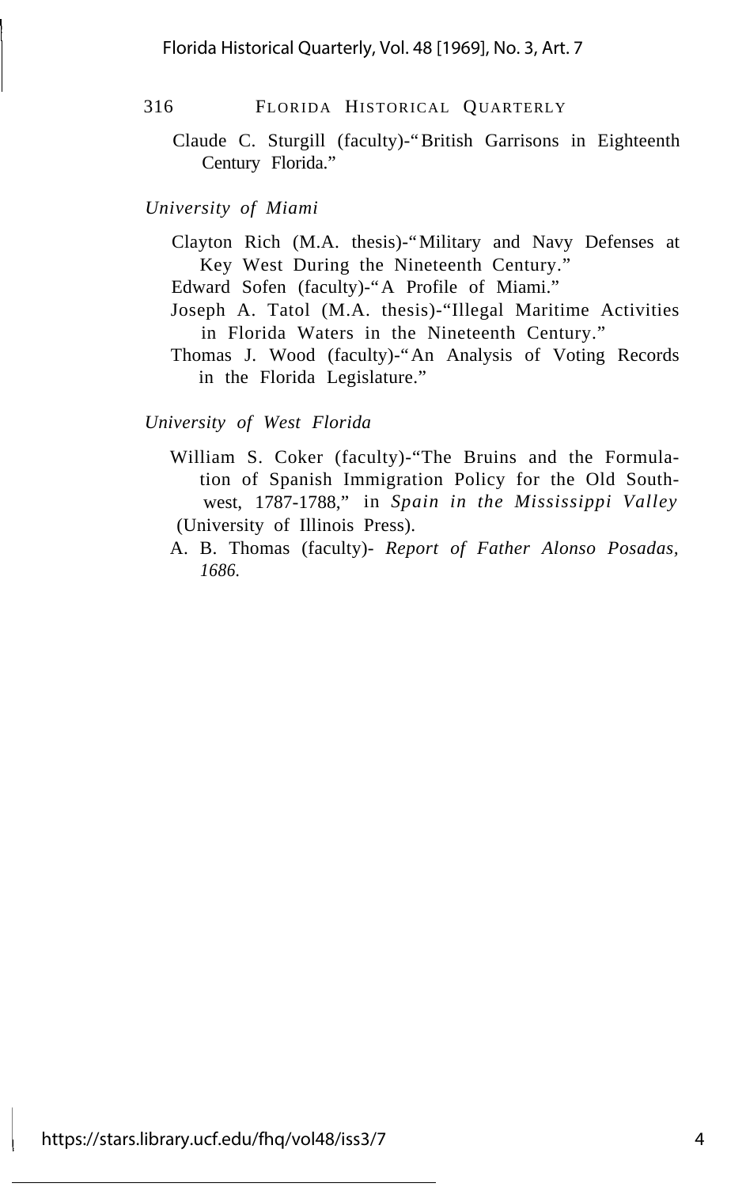Claude C. Sturgill (faculty)-"British Garrisons in Eighteenth Century Florida."

*University of Miami*

Clayton Rich (M.A. thesis)-"Military and Navy Defenses at Key West During the Nineteenth Century."

Edward Sofen (faculty)-"A Profile of Miami."

Joseph A. Tatol (M.A. thesis)-"Illegal Maritime Activities in Florida Waters in the Nineteenth Century."

Thomas J. Wood (faculty)-"An Analysis of Voting Records in the Florida Legislature."

*University of West Florida*

William S. Coker (faculty)-"The Bruins and the Formulation of Spanish Immigration Policy for the Old Southwest, 1787-1788," in *Spain in the Mississippi Valley* (University of Illinois Press).

A. B. Thomas (faculty)- *Report of Father Alonso Posadas, 1686.*